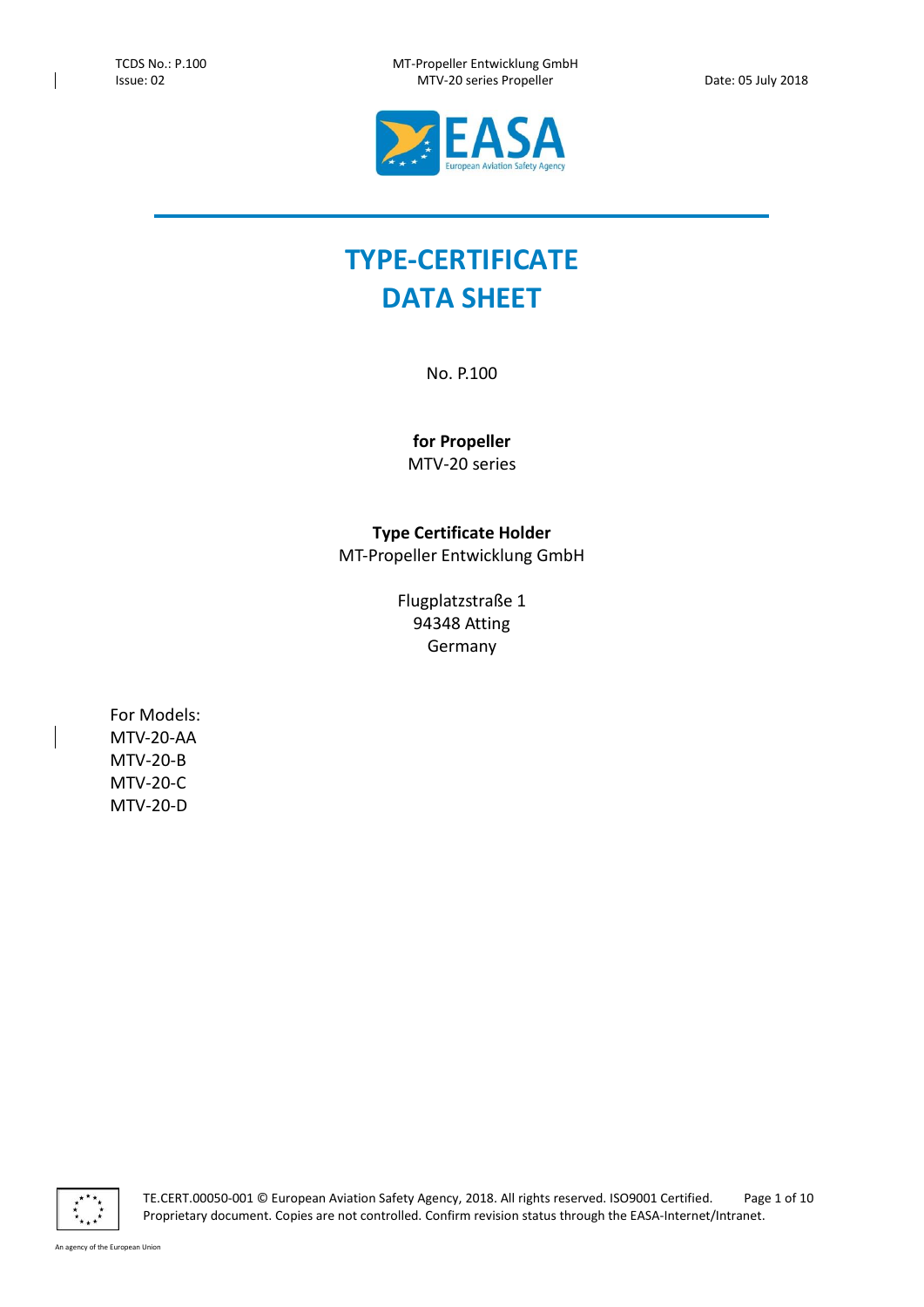# TYPE-CERTIFICATE DATA SHEET

No. P.100

**for Propeller**
MTV-20 series

**Type Certificate Holder**
MT-Propeller Entwicklung GmbH

Flugplatzstraße 1
94348 Atting
Germany

For Models:
MTV-20-AA
MTV-20-B
MTV-20-C
MTV-20-D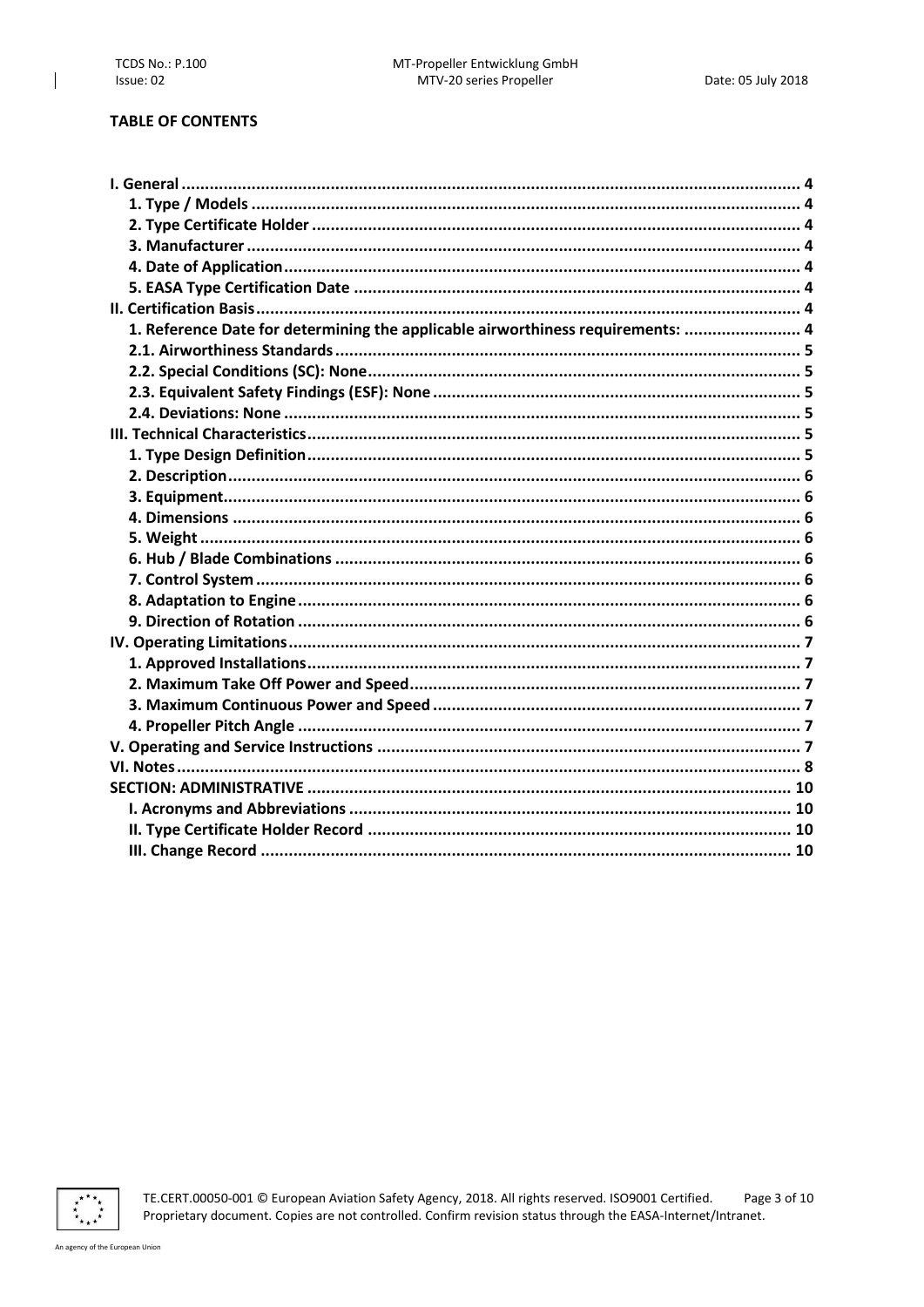**TABLE OF CONTENTS**

- **I. General** ..... 4
  - **1. Type / Models** ..... 4
  - **2. Type Certificate Holder** ..... 4
  - **3. Manufacturer** ..... 4
  - **4. Date of Application** ..... 4
  - **5. EASA Type Certification Date** ..... 4
- **II. Certification Basis** ..... 4
  - **1. Reference Date for determining the applicable airworthiness requirements:** ..... 4
  - **2.1. Airworthiness Standards** ..... 5
  - **2.2. Special Conditions (SC): None** ..... 5
  - **2.3. Equivalent Safety Findings (ESF): None** ..... 5
  - **2.4. Deviations: None** ..... 5
- **III. Technical Characteristics** ..... 5
  - **1. Type Design Definition** ..... 5
  - **2. Description** ..... 6
  - **3. Equipment** ..... 6
  - **4. Dimensions** ..... 6
  - **5. Weight** ..... 6
  - **6. Hub / Blade Combinations** ..... 6
  - **7. Control System** ..... 6
  - **8. Adaptation to Engine** ..... 6
  - **9. Direction of Rotation** ..... 6
- **IV. Operating Limitations** ..... 7
  - **1. Approved Installations** ..... 7
  - **2. Maximum Take Off Power and Speed** ..... 7
  - **3. Maximum Continuous Power and Speed** ..... 7
  - **4. Propeller Pitch Angle** ..... 7
- **V. Operating and Service Instructions** ..... 7
- **VI. Notes** ..... 8
- **SECTION: ADMINISTRATIVE** ..... 10
  - **I. Acronyms and Abbreviations** ..... 10
  - **II. Type Certificate Holder Record** ..... 10
  - **III. Change Record** ..... 10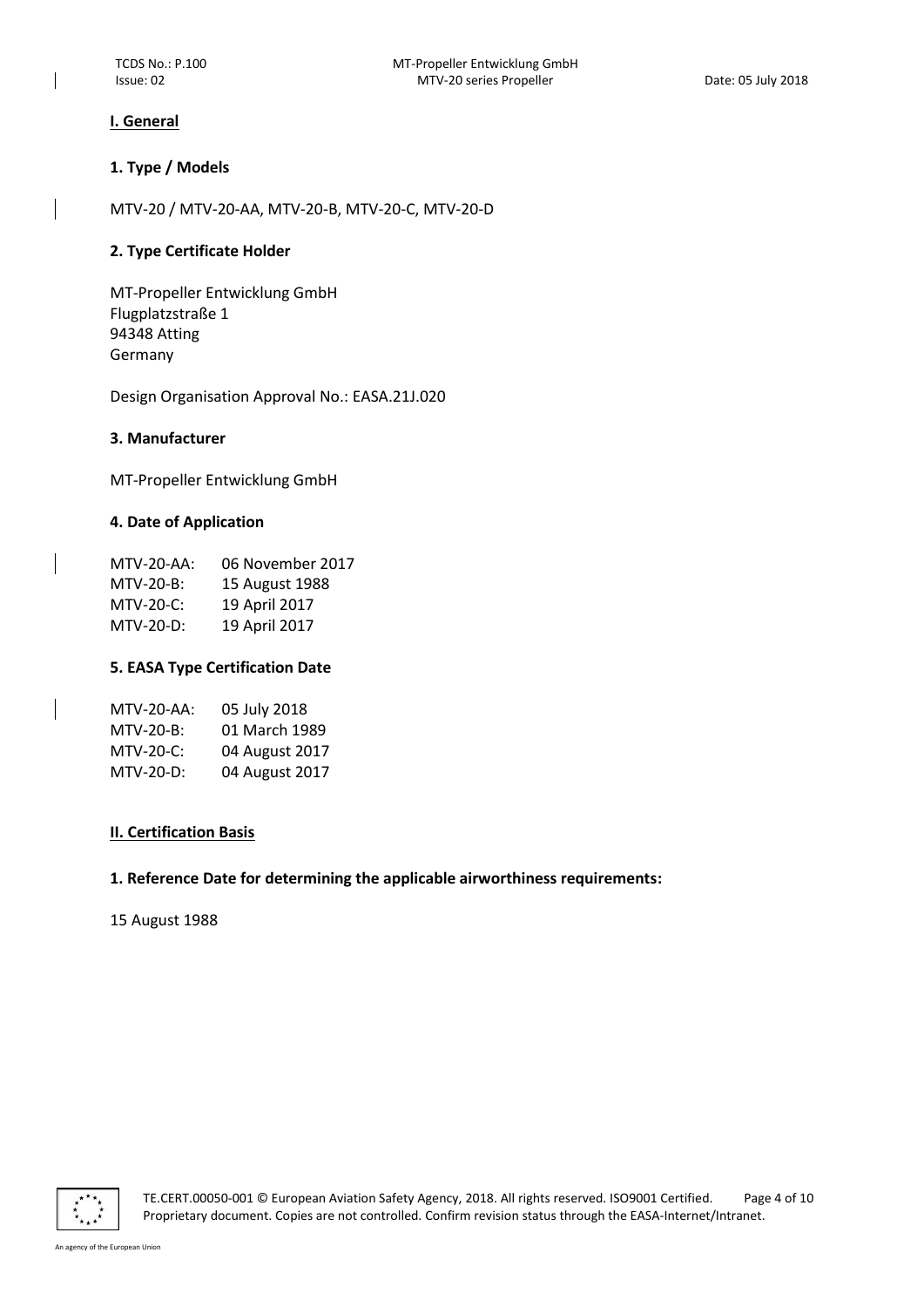## I. General

### 1. Type / Models

MTV-20 / MTV-20-AA, MTV-20-B, MTV-20-C, MTV-20-D

### 2. Type Certificate Holder

MT-Propeller Entwicklung GmbH
Flugplatzstraße 1
94348 Atting
Germany

Design Organisation Approval No.: EASA.21J.020

### 3. Manufacturer

MT-Propeller Entwicklung GmbH

### 4. Date of Application

| | |
|---|---|
| MTV-20-AA: | 06 November 2017 |
| MTV-20-B: | 15 August 1988 |
| MTV-20-C: | 19 April 2017 |
| MTV-20-D: | 19 April 2017 |

### 5. EASA Type Certification Date

| | |
|---|---|
| MTV-20-AA: | 05 July 2018 |
| MTV-20-B: | 01 March 1989 |
| MTV-20-C: | 04 August 2017 |
| MTV-20-D: | 04 August 2017 |

## II. Certification Basis

### 1. Reference Date for determining the applicable airworthiness requirements:

15 August 1988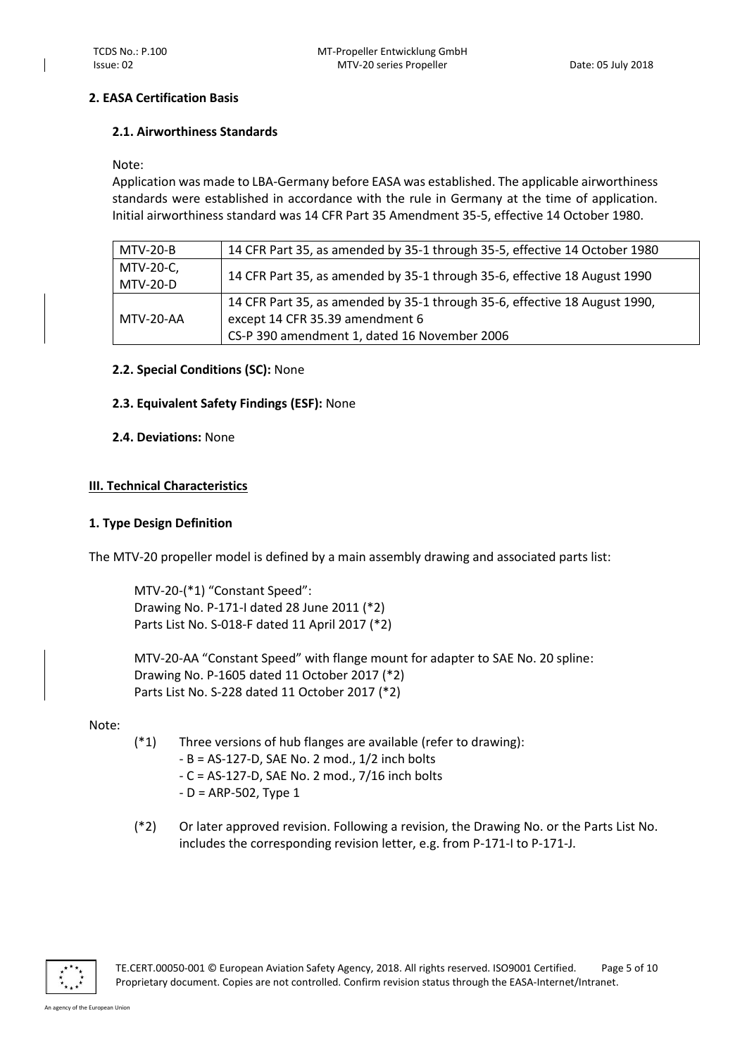### 2. EASA Certification Basis

#### 2.1. Airworthiness Standards

Note:

Application was made to LBA-Germany before EASA was established. The applicable airworthiness standards were established in accordance with the rule in Germany at the time of application. Initial airworthiness standard was 14 CFR Part 35 Amendment 35-5, effective 14 October 1980.

| Model | Airworthiness Standard |
|---|---|
| MTV-20-B | 14 CFR Part 35, as amended by 35-1 through 35-5, effective 14 October 1980 |
| MTV-20-C, MTV-20-D | 14 CFR Part 35, as amended by 35-1 through 35-6, effective 18 August 1990 |
| MTV-20-AA | 14 CFR Part 35, as amended by 35-1 through 35-6, effective 18 August 1990, except 14 CFR 35.39 amendment 6<br>CS-P 390 amendment 1, dated 16 November 2006 |

#### 2.2. Special Conditions (SC): None

#### 2.3. Equivalent Safety Findings (ESF): None

#### 2.4. Deviations: None

## III. Technical Characteristics

### 1. Type Design Definition

The MTV-20 propeller model is defined by a main assembly drawing and associated parts list:

MTV-20-(*1) "Constant Speed":
Drawing No. P-171-I dated 28 June 2011 (*2)
Parts List No. S-018-F dated 11 April 2017 (*2)

MTV-20-AA "Constant Speed" with flange mount for adapter to SAE No. 20 spline:
Drawing No. P-1605 dated 11 October 2017 (*2)
Parts List No. S-228 dated 11 October 2017 (*2)

Note:

(*1) Three versions of hub flanges are available (refer to drawing):
- B = AS-127-D, SAE No. 2 mod., 1/2 inch bolts
- C = AS-127-D, SAE No. 2 mod., 7/16 inch bolts
- D = ARP-502, Type 1

(*2) Or later approved revision. Following a revision, the Drawing No. or the Parts List No. includes the corresponding revision letter, e.g. from P-171-I to P-171-J.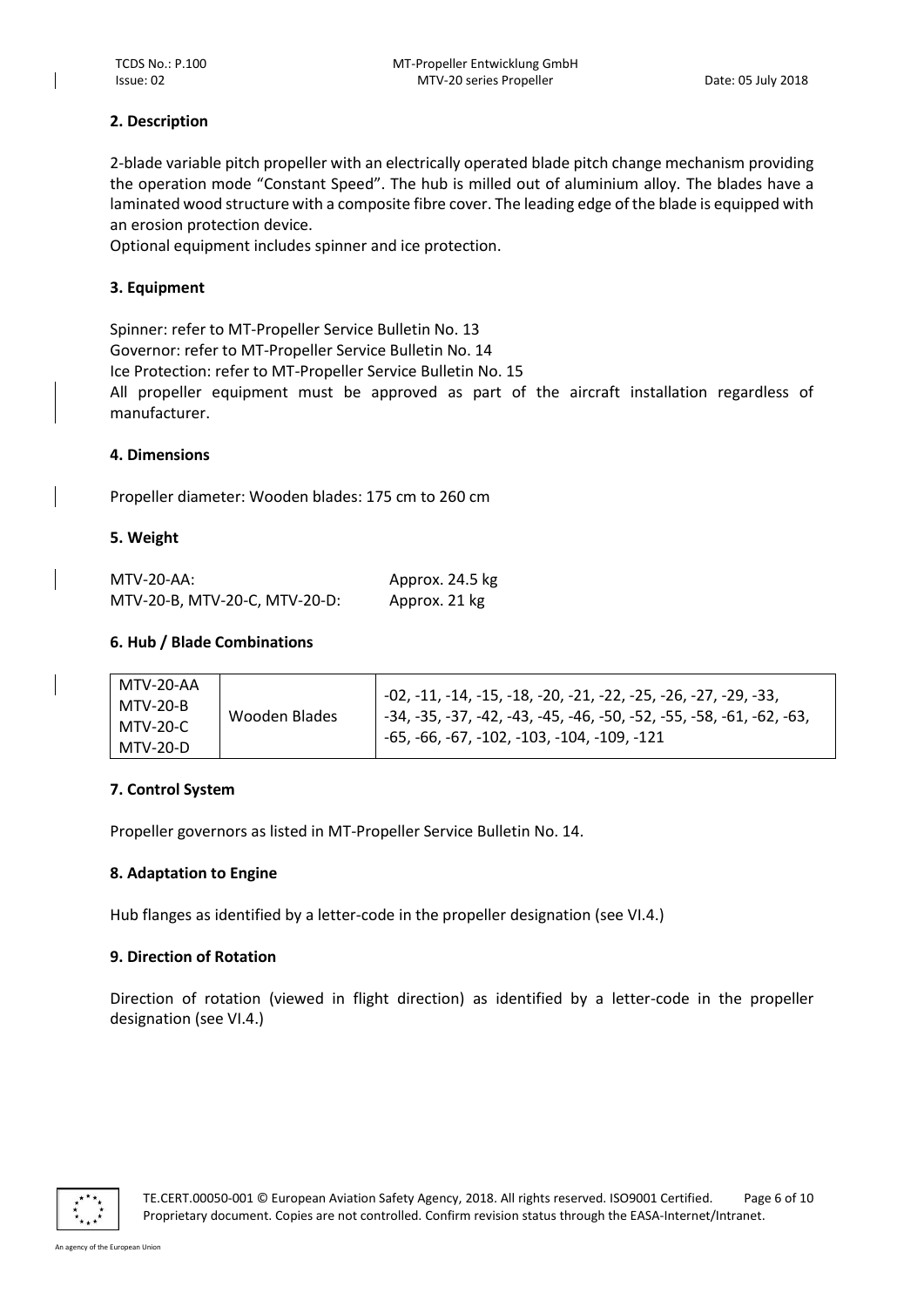## 2. Description

2-blade variable pitch propeller with an electrically operated blade pitch change mechanism providing the operation mode "Constant Speed". The hub is milled out of aluminium alloy. The blades have a laminated wood structure with a composite fibre cover. The leading edge of the blade is equipped with an erosion protection device.

Optional equipment includes spinner and ice protection.

## 3. Equipment

Spinner: refer to MT-Propeller Service Bulletin No. 13

Governor: refer to MT-Propeller Service Bulletin No. 14

Ice Protection: refer to MT-Propeller Service Bulletin No. 15

All propeller equipment must be approved as part of the aircraft installation regardless of manufacturer.

## 4. Dimensions

Propeller diameter: Wooden blades: 175 cm to 260 cm

## 5. Weight

| | |
|---|---|
| MTV-20-AA: | Approx. 24.5 kg |
| MTV-20-B, MTV-20-C, MTV-20-D: | Approx. 21 kg |

## 6. Hub / Blade Combinations

| | | |
|---|---|---|
| MTV-20-AA<br>MTV-20-B<br>MTV-20-C<br>MTV-20-D | Wooden Blades | -02, -11, -14, -15, -18, -20, -21, -22, -25, -26, -27, -29, -33, -34, -35, -37, -42, -43, -45, -46, -50, -52, -55, -58, -61, -62, -63, -65, -66, -67, -102, -103, -104, -109, -121 |

## 7. Control System

Propeller governors as listed in MT-Propeller Service Bulletin No. 14.

## 8. Adaptation to Engine

Hub flanges as identified by a letter-code in the propeller designation (see VI.4.)

## 9. Direction of Rotation

Direction of rotation (viewed in flight direction) as identified by a letter-code in the propeller designation (see VI.4.)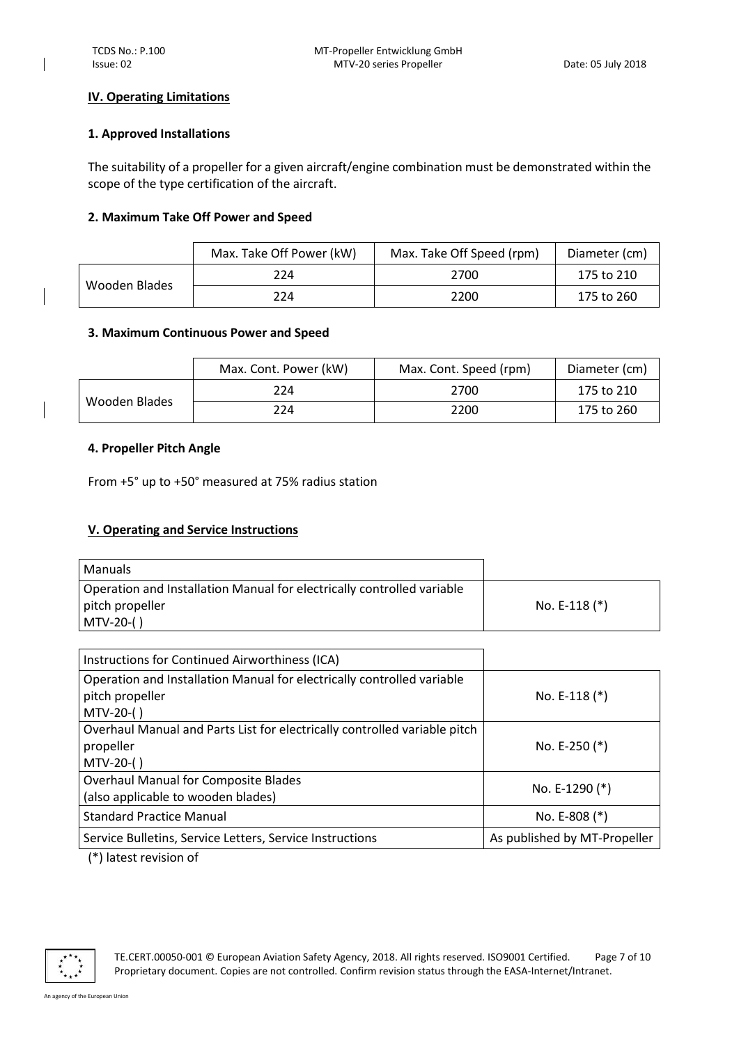## IV. Operating Limitations

### 1. Approved Installations

The suitability of a propeller for a given aircraft/engine combination must be demonstrated within the scope of the type certification of the aircraft.

### 2. Maximum Take Off Power and Speed

| | Max. Take Off Power (kW) | Max. Take Off Speed (rpm) | Diameter (cm) |
|---|---|---|---|
| Wooden Blades | 224 | 2700 | 175 to 210 |
| | 224 | 2200 | 175 to 260 |

### 3. Maximum Continuous Power and Speed

| | Max. Cont. Power (kW) | Max. Cont. Speed (rpm) | Diameter (cm) |
|---|---|---|---|
| Wooden Blades | 224 | 2700 | 175 to 210 |
| | 224 | 2200 | 175 to 260 |

### 4. Propeller Pitch Angle

From +5° up to +50° measured at 75% radius station

## V. Operating and Service Instructions

| Manuals | |
|---|---|
| Operation and Installation Manual for electrically controlled variable pitch propeller MTV-20-( ) | No. E-118 (*) |

| Instructions for Continued Airworthiness (ICA) | |
|---|---|
| Operation and Installation Manual for electrically controlled variable pitch propeller MTV-20-( ) | No. E-118 (*) |
| Overhaul Manual and Parts List for electrically controlled variable pitch propeller MTV-20-( ) | No. E-250 (*) |
| Overhaul Manual for Composite Blades (also applicable to wooden blades) | No. E-1290 (*) |
| Standard Practice Manual | No. E-808 (*) |
| Service Bulletins, Service Letters, Service Instructions | As published by MT-Propeller |

(*) latest revision of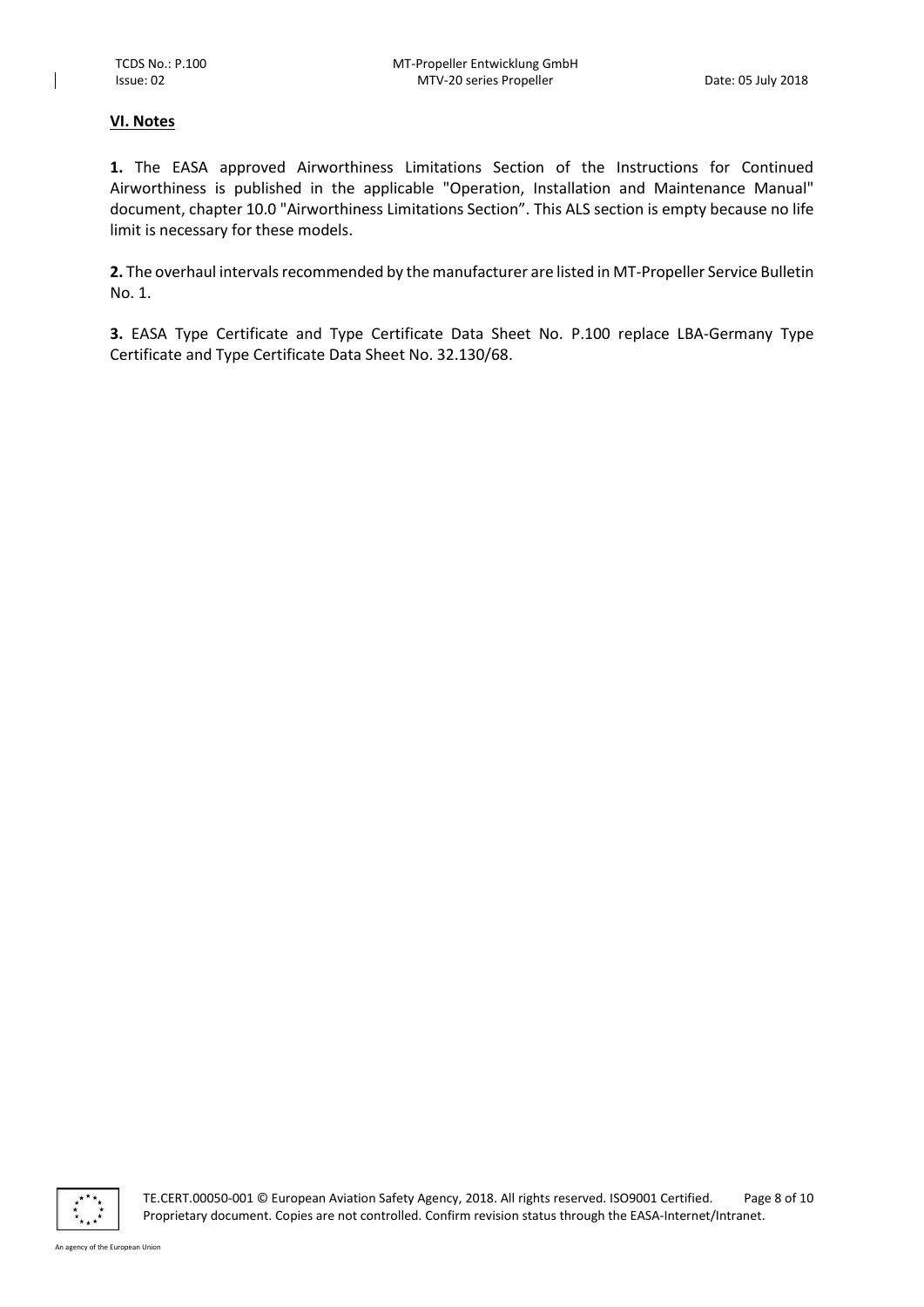## VI. Notes

**1.** The EASA approved Airworthiness Limitations Section of the Instructions for Continued Airworthiness is published in the applicable "Operation, Installation and Maintenance Manual" document, chapter 10.0 "Airworthiness Limitations Section”. This ALS section is empty because no life limit is necessary for these models.

**2.** The overhaul intervals recommended by the manufacturer are listed in MT-Propeller Service Bulletin No. 1.

**3.** EASA Type Certificate and Type Certificate Data Sheet No. P.100 replace LBA-Germany Type Certificate and Type Certificate Data Sheet No. 32.130/68.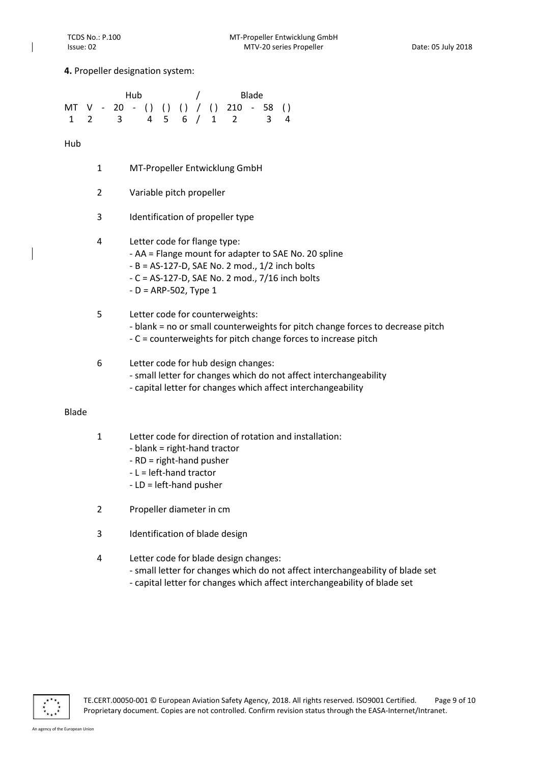**4.** Propeller designation system:

```
          Hub              /          Blade
MT  V  -  20  -  ( )  ( )  ( )  /  ( )  210  -  58  ( )
 1  2     3       4    5    6   /   1    2        3   4
```

Hub

1. MT-Propeller Entwicklung GmbH

2. Variable pitch propeller

3. Identification of propeller type

4. Letter code for flange type:
   - AA = Flange mount for adapter to SAE No. 20 spline
   - B = AS-127-D, SAE No. 2 mod., 1/2 inch bolts
   - C = AS-127-D, SAE No. 2 mod., 7/16 inch bolts
   - D = ARP-502, Type 1

5. Letter code for counterweights:
   - blank = no or small counterweights for pitch change forces to decrease pitch
   - C = counterweights for pitch change forces to increase pitch

6. Letter code for hub design changes:
   - small letter for changes which do not affect interchangeability
   - capital letter for changes which affect interchangeability

Blade

1. Letter code for direction of rotation and installation:
   - blank = right-hand tractor
   - RD = right-hand pusher
   - L = left-hand tractor
   - LD = left-hand pusher

2. Propeller diameter in cm

3. Identification of blade design

4. Letter code for blade design changes:
   - small letter for changes which do not affect interchangeability of blade set
   - capital letter for changes which affect interchangeability of blade set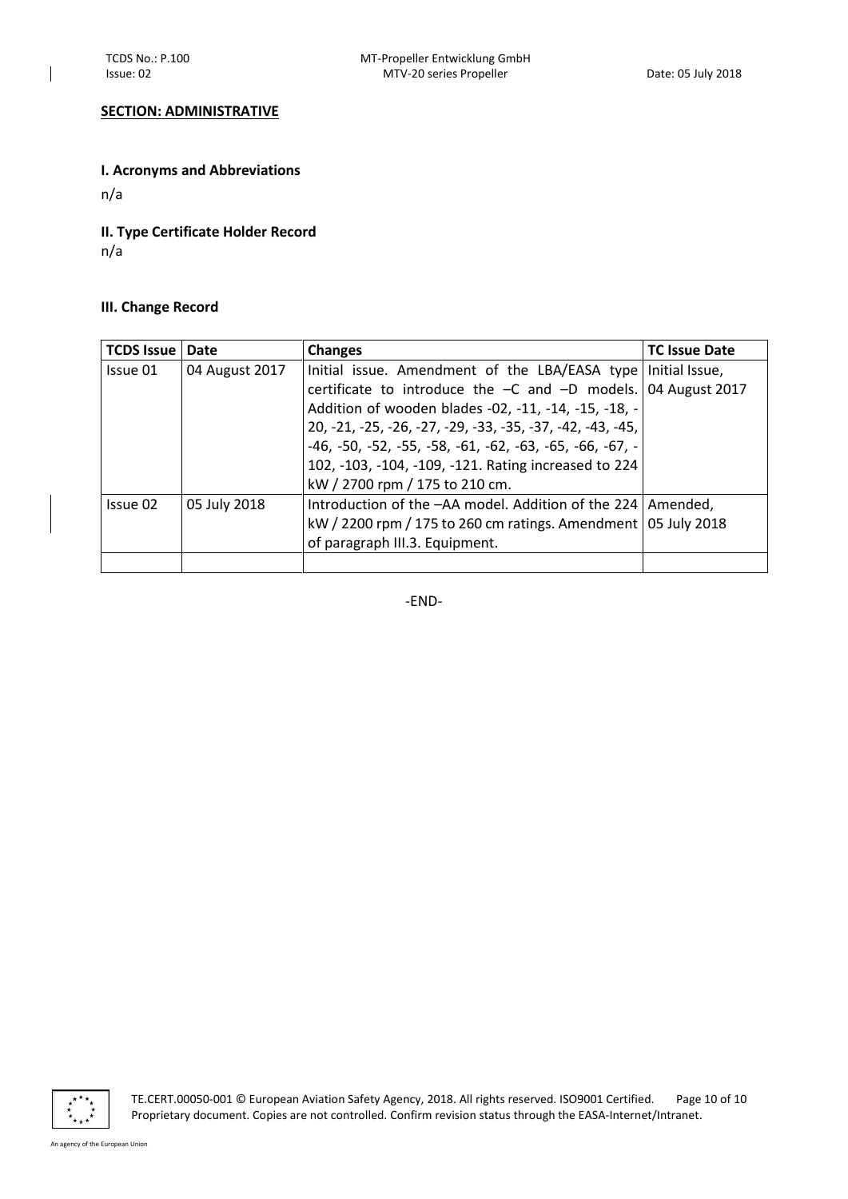**SECTION: ADMINISTRATIVE**

**I. Acronyms and Abbreviations**

n/a

**II. Type Certificate Holder Record**

n/a

**III. Change Record**

| TCDS Issue | Date | Changes | TC Issue Date |
|---|---|---|---|
| Issue 01 | 04 August 2017 | Initial issue. Amendment of the LBA/EASA type certificate to introduce the –C and –D models. Addition of wooden blades -02, -11, -14, -15, -18, -20, -21, -25, -26, -27, -29, -33, -35, -37, -42, -43, -45, -46, -50, -52, -55, -58, -61, -62, -63, -65, -66, -67, -102, -103, -104, -109, -121. Rating increased to 224 kW / 2700 rpm / 175 to 210 cm. | Initial Issue, 04 August 2017 |
| Issue 02 | 05 July 2018 | Introduction of the –AA model. Addition of the 224 kW / 2200 rpm / 175 to 260 cm ratings. Amendment of paragraph III.3. Equipment. | Amended, 05 July 2018 |
| | | | |

-END-